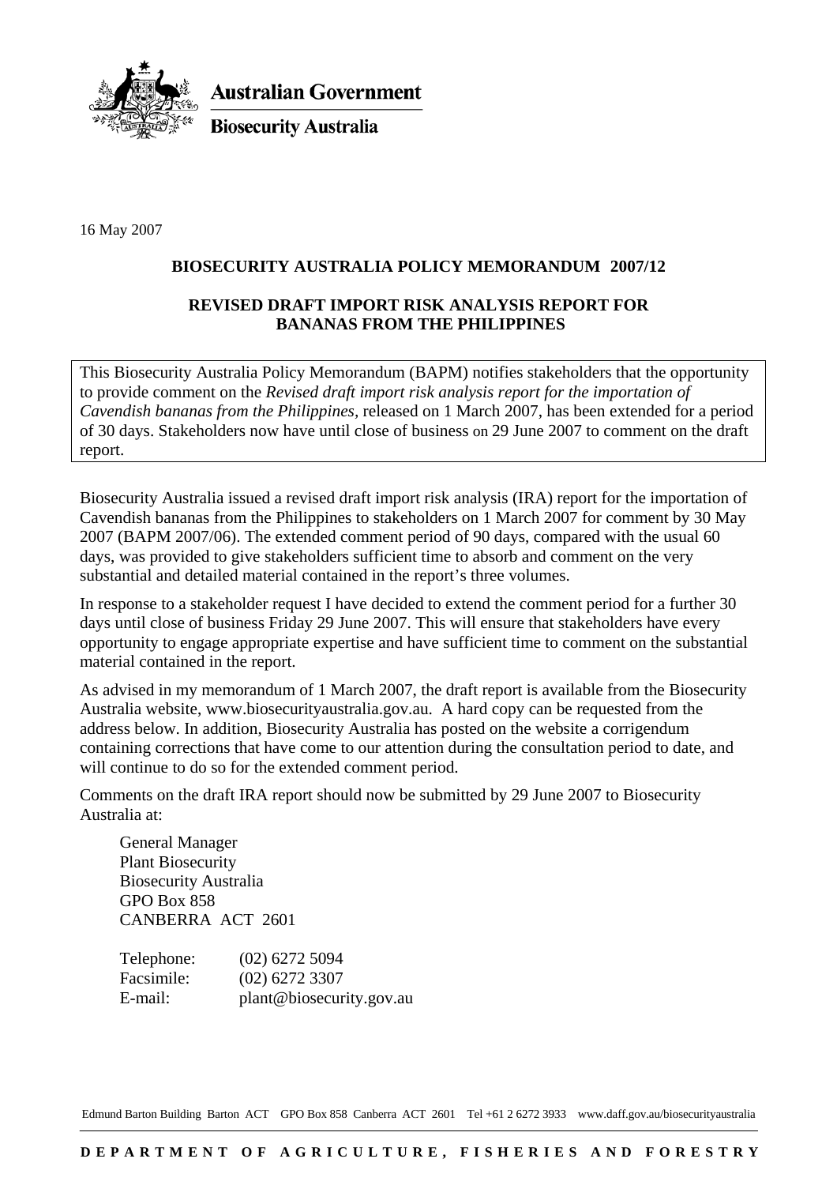**Australian Government**

**Biosecurity Australia**

16 May 2007

## BIOSECURITY AUSTRALIA POLICY MEMORANDUM 2007/12

## REVISED DRAFT IMPORT RISK ANALYSIS REPORT FOR BANANAS FROM THE PHILIPPINES

This Biosecurity Australia Policy Memorandum (BAPM) notifies stakeholders that the opportunity to provide comment on the *Revised draft import risk analysis report for the importation of Cavendish bananas from the Philippines,* released on 1 March 2007, has been extended for a period of 30 days. Stakeholders now have until close of business on 29 June 2007 to comment on the draft report.

Biosecurity Australia issued a revised draft import risk analysis (IRA) report for the importation of Cavendish bananas from the Philippines to stakeholders on 1 March 2007 for comment by 30 May 2007 (BAPM 2007/06). The extended comment period of 90 days, compared with the usual 60 days, was provided to give stakeholders sufficient time to absorb and comment on the very substantial and detailed material contained in the report's three volumes.

In response to a stakeholder request I have decided to extend the comment period for a further 30 days until close of business Friday 29 June 2007. This will ensure that stakeholders have every opportunity to engage appropriate expertise and have sufficient time to comment on the substantial material contained in the report.

As advised in my memorandum of 1 March 2007, the draft report is available from the Biosecurity Australia website, www.biosecurityaustralia.gov.au. A hard copy can be requested from the address below. In addition, Biosecurity Australia has posted on the website a corrigendum containing corrections that have come to our attention during the consultation period to date, and will continue to do so for the extended comment period.

Comments on the draft IRA report should now be submitted by 29 June 2007 to Biosecurity Australia at:

General Manager
Plant Biosecurity
Biosecurity Australia
GPO Box 858
CANBERRA ACT 2601

Telephone: (02) 6272 5094
Facsimile: (02) 6272 3307
E-mail: plant@biosecurity.gov.au

Edmund Barton Building Barton ACT GPO Box 858 Canberra ACT 2601 Tel +61 2 6272 3933 www.daff.gov.au/biosecurityaustralia

**DEPARTMENT OF AGRICULTURE, FISHERIES AND FORESTRY**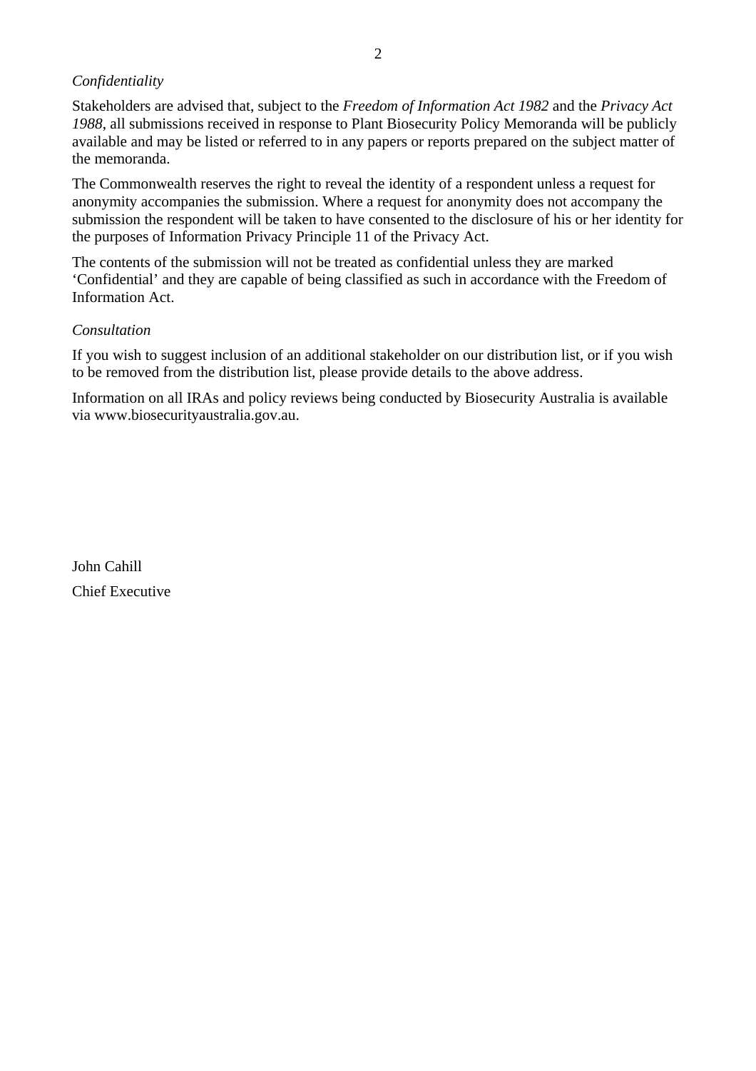*Confidentiality*

Stakeholders are advised that, subject to the *Freedom of Information Act 1982* and the *Privacy Act 1988*, all submissions received in response to Plant Biosecurity Policy Memoranda will be publicly available and may be listed or referred to in any papers or reports prepared on the subject matter of the memoranda.

The Commonwealth reserves the right to reveal the identity of a respondent unless a request for anonymity accompanies the submission. Where a request for anonymity does not accompany the submission the respondent will be taken to have consented to the disclosure of his or her identity for the purposes of Information Privacy Principle 11 of the Privacy Act.

The contents of the submission will not be treated as confidential unless they are marked 'Confidential' and they are capable of being classified as such in accordance with the Freedom of Information Act.

*Consultation*

If you wish to suggest inclusion of an additional stakeholder on our distribution list, or if you wish to be removed from the distribution list, please provide details to the above address.

Information on all IRAs and policy reviews being conducted by Biosecurity Australia is available via www.biosecurityaustralia.gov.au.

John Cahill

Chief Executive